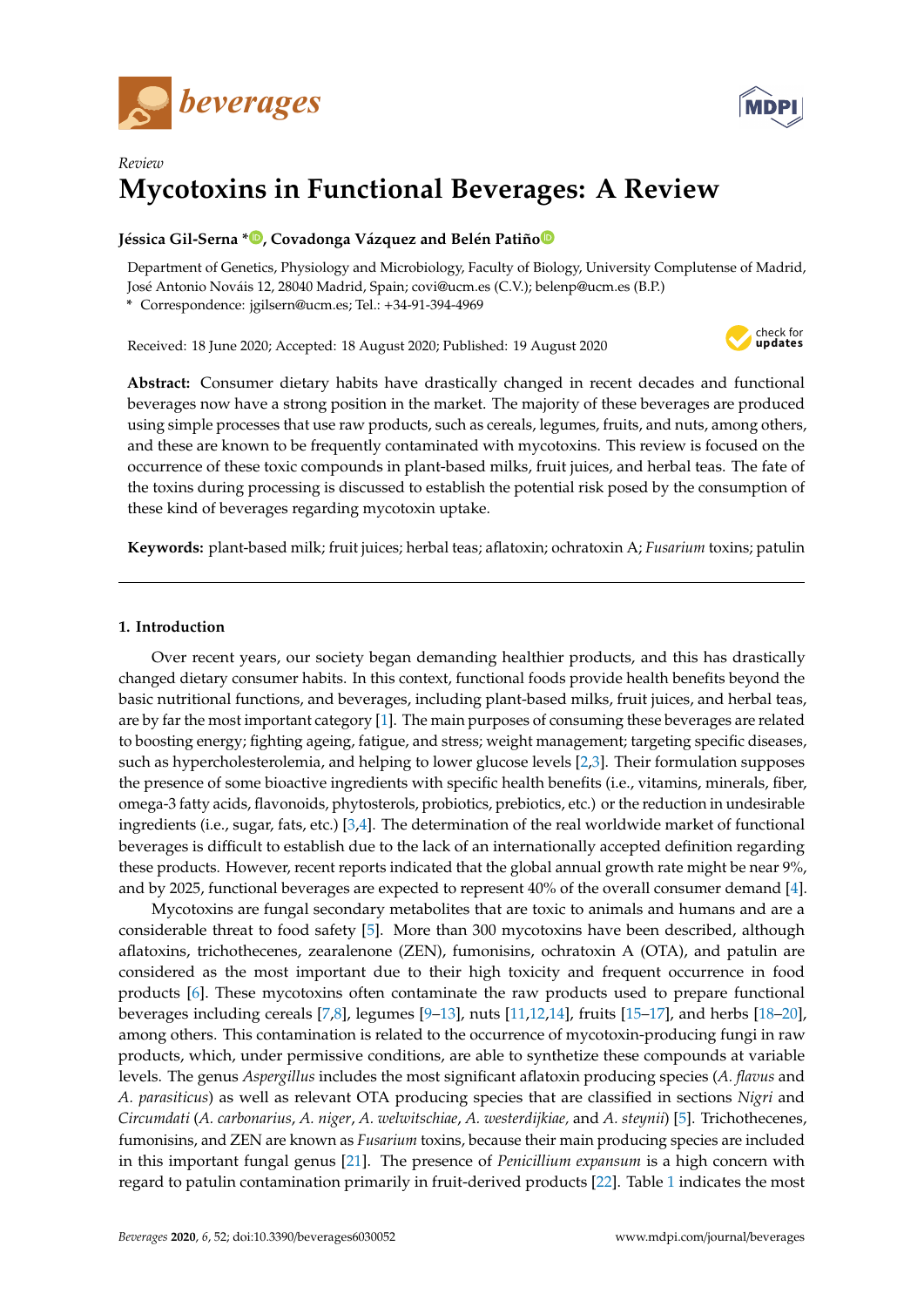*Review*

# Mycotoxins in Functional Beverages: A Review

**Jéssica Gil-Serna \*, Covadonga Vázquez and Belén Patiño**

Department of Genetics, Physiology and Microbiology, Faculty of Biology, University Complutense of Madrid, José Antonio Nováis 12, 28040 Madrid, Spain; covi@ucm.es (C.V.); belenp@ucm.es (B.P.)
\* Correspondence: jgilsern@ucm.es; Tel.: +34-91-394-4969

Received: 18 June 2020; Accepted: 18 August 2020; Published: 19 August 2020

**Abstract:** Consumer dietary habits have drastically changed in recent decades and functional beverages now have a strong position in the market. The majority of these beverages are produced using simple processes that use raw products, such as cereals, legumes, fruits, and nuts, among others, and these are known to be frequently contaminated with mycotoxins. This review is focused on the occurrence of these toxic compounds in plant-based milks, fruit juices, and herbal teas. The fate of the toxins during processing is discussed to establish the potential risk posed by the consumption of these kind of beverages regarding mycotoxin uptake.

**Keywords:** plant-based milk; fruit juices; herbal teas; aflatoxin; ochratoxin A; *Fusarium* toxins; patulin

## 1. Introduction

Over recent years, our society began demanding healthier products, and this has drastically changed dietary consumer habits. In this context, functional foods provide health benefits beyond the basic nutritional functions, and beverages, including plant-based milks, fruit juices, and herbal teas, are by far the most important category [1]. The main purposes of consuming these beverages are related to boosting energy; fighting ageing, fatigue, and stress; weight management; targeting specific diseases, such as hypercholesterolemia, and helping to lower glucose levels [2,3]. Their formulation supposes the presence of some bioactive ingredients with specific health benefits (i.e., vitamins, minerals, fiber, omega-3 fatty acids, flavonoids, phytosterols, probiotics, prebiotics, etc.) or the reduction in undesirable ingredients (i.e., sugar, fats, etc.) [3,4]. The determination of the real worldwide market of functional beverages is difficult to establish due to the lack of an internationally accepted definition regarding these products. However, recent reports indicated that the global annual growth rate might be near 9%, and by 2025, functional beverages are expected to represent 40% of the overall consumer demand [4].

Mycotoxins are fungal secondary metabolites that are toxic to animals and humans and are a considerable threat to food safety [5]. More than 300 mycotoxins have been described, although aflatoxins, trichothecenes, zearalenone (ZEN), fumonisins, ochratoxin A (OTA), and patulin are considered as the most important due to their high toxicity and frequent occurrence in food products [6]. These mycotoxins often contaminate the raw products used to prepare functional beverages including cereals [7,8], legumes [9–13], nuts [11,12,14], fruits [15–17], and herbs [18–20], among others. This contamination is related to the occurrence of mycotoxin-producing fungi in raw products, which, under permissive conditions, are able to synthetize these compounds at variable levels. The genus *Aspergillus* includes the most significant aflatoxin producing species (*A. flavus* and *A. parasiticus*) as well as relevant OTA producing species that are classified in sections *Nigri* and *Circumdati* (*A. carbonarius*, *A. niger*, *A. welwitschiae*, *A. westerdijkiae,* and *A. steynii*) [5]. Trichothecenes, fumonisins, and ZEN are known as *Fusarium* toxins, because their main producing species are included in this important fungal genus [21]. The presence of *Penicillium expansum* is a high concern with regard to patulin contamination primarily in fruit-derived products [22]. Table 1 indicates the most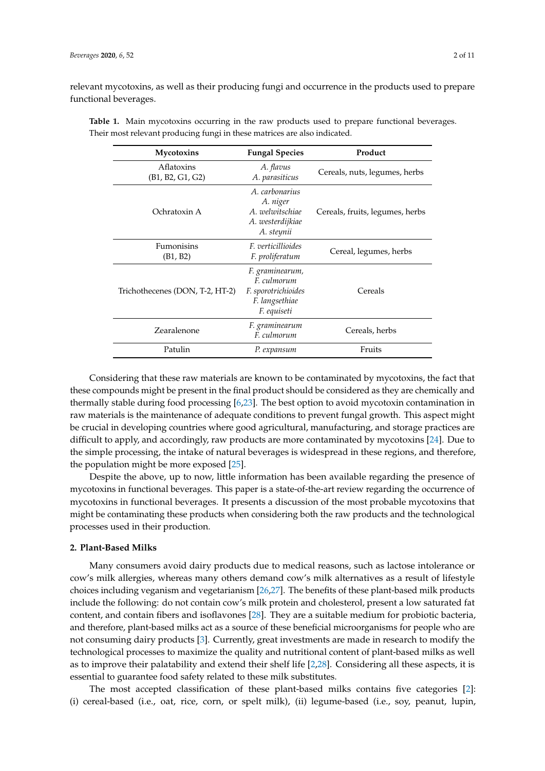relevant mycotoxins, as well as their producing fungi and occurrence in the products used to prepare functional beverages.

**Table 1.** Main mycotoxins occurring in the raw products used to prepare functional beverages. Their most relevant producing fungi in these matrices are also indicated.

| Mycotoxins | Fungal Species | Product |
|---|---|---|
| Aflatoxins (B1, B2, G1, G2) | *A. flavus* *A. parasiticus* | Cereals, nuts, legumes, herbs |
| Ochratoxin A | *A. carbonarius* *A. niger* *A. welwitschiae* *A. westerdijkiae* *A. steynii* | Cereals, fruits, legumes, herbs |
| Fumonisins (B1, B2) | *F. verticillioides* *F. proliferatum* | Cereal, legumes, herbs |
| Trichothecenes (DON, T-2, HT-2) | *F. graminearum*, *F. culmorum* *F. sporotrichioides* *F. langsethiae* *F. equiseti* | Cereals |
| Zearalenone | *F. graminearum* *F. culmorum* | Cereals, herbs |
| Patulin | *P. expansum* | Fruits |

Considering that these raw materials are known to be contaminated by mycotoxins, the fact that these compounds might be present in the final product should be considered as they are chemically and thermally stable during food processing [6,23]. The best option to avoid mycotoxin contamination in raw materials is the maintenance of adequate conditions to prevent fungal growth. This aspect might be crucial in developing countries where good agricultural, manufacturing, and storage practices are difficult to apply, and accordingly, raw products are more contaminated by mycotoxins [24]. Due to the simple processing, the intake of natural beverages is widespread in these regions, and therefore, the population might be more exposed [25].

Despite the above, up to now, little information has been available regarding the presence of mycotoxins in functional beverages. This paper is a state-of-the-art review regarding the occurrence of mycotoxins in functional beverages. It presents a discussion of the most probable mycotoxins that might be contaminating these products when considering both the raw products and the technological processes used in their production.

## 2. Plant-Based Milks

Many consumers avoid dairy products due to medical reasons, such as lactose intolerance or cow's milk allergies, whereas many others demand cow's milk alternatives as a result of lifestyle choices including veganism and vegetarianism [26,27]. The benefits of these plant-based milk products include the following: do not contain cow's milk protein and cholesterol, present a low saturated fat content, and contain fibers and isoflavones [28]. They are a suitable medium for probiotic bacteria, and therefore, plant-based milks act as a source of these beneficial microorganisms for people who are not consuming dairy products [3]. Currently, great investments are made in research to modify the technological processes to maximize the quality and nutritional content of plant-based milks as well as to improve their palatability and extend their shelf life [2,28]. Considering all these aspects, it is essential to guarantee food safety related to these milk substitutes.

The most accepted classification of these plant-based milks contains five categories [2]: (i) cereal-based (i.e., oat, rice, corn, or spelt milk), (ii) legume-based (i.e., soy, peanut, lupin,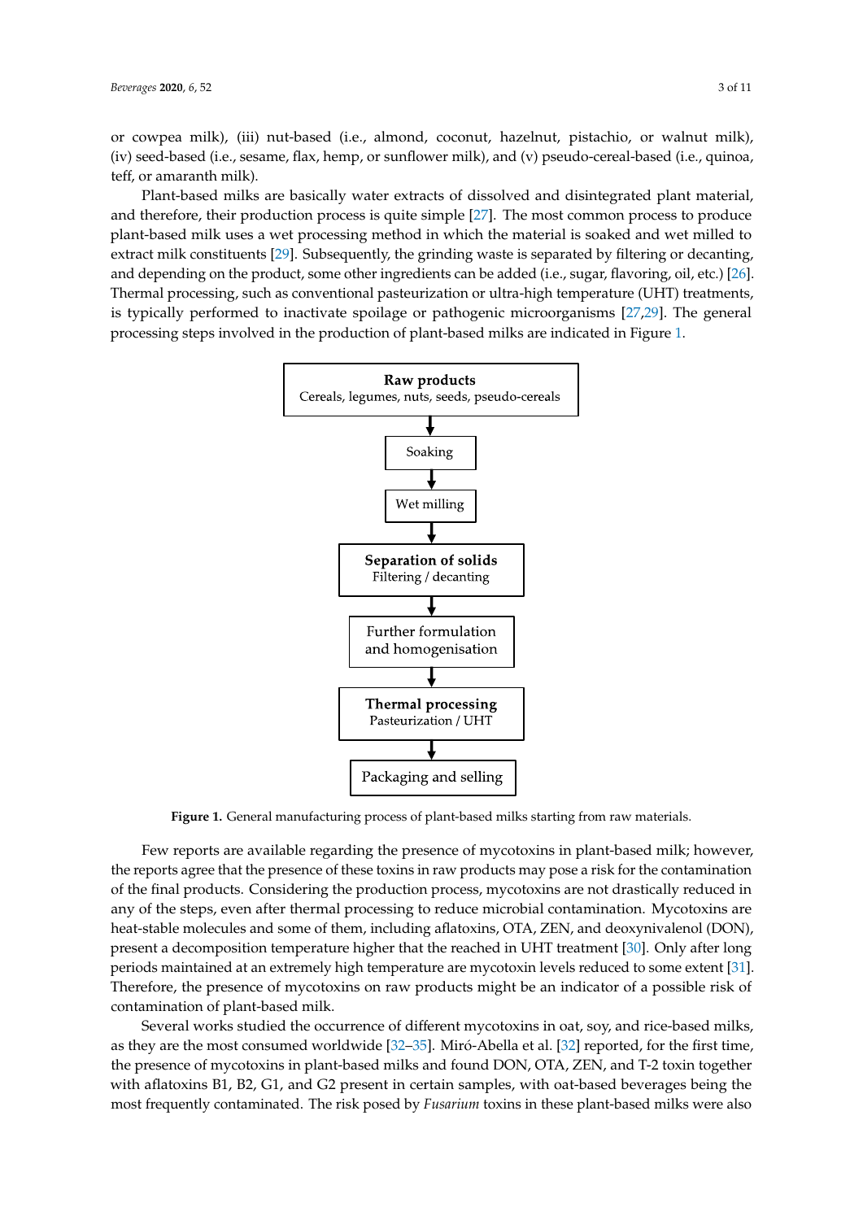or cowpea milk), (iii) nut-based (i.e., almond, coconut, hazelnut, pistachio, or walnut milk), (iv) seed-based (i.e., sesame, flax, hemp, or sunflower milk), and (v) pseudo-cereal-based (i.e., quinoa, teff, or amaranth milk).

Plant-based milks are basically water extracts of dissolved and disintegrated plant material, and therefore, their production process is quite simple [27]. The most common process to produce plant-based milk uses a wet processing method in which the material is soaked and wet milled to extract milk constituents [29]. Subsequently, the grinding waste is separated by filtering or decanting, and depending on the product, some other ingredients can be added (i.e., sugar, flavoring, oil, etc.) [26]. Thermal processing, such as conventional pasteurization or ultra-high temperature (UHT) treatments, is typically performed to inactivate spoilage or pathogenic microorganisms [27,29]. The general processing steps involved in the production of plant-based milks are indicated in Figure 1.

**Raw products**
Cereals, legumes, nuts, seeds, pseudo-cereals

↓

Soaking

↓

Wet milling

↓

**Separation of solids**
Filtering / decanting

↓

Further formulation and homogenisation

↓

**Thermal processing**
Pasteurization / UHT

↓

Packaging and selling

**Figure 1.** General manufacturing process of plant-based milks starting from raw materials.

Few reports are available regarding the presence of mycotoxins in plant-based milk; however, the reports agree that the presence of these toxins in raw products may pose a risk for the contamination of the final products. Considering the production process, mycotoxins are not drastically reduced in any of the steps, even after thermal processing to reduce microbial contamination. Mycotoxins are heat-stable molecules and some of them, including aflatoxins, OTA, ZEN, and deoxynivalenol (DON), present a decomposition temperature higher that the reached in UHT treatment [30]. Only after long periods maintained at an extremely high temperature are mycotoxin levels reduced to some extent [31]. Therefore, the presence of mycotoxins on raw products might be an indicator of a possible risk of contamination of plant-based milk.

Several works studied the occurrence of different mycotoxins in oat, soy, and rice-based milks, as they are the most consumed worldwide [32–35]. Miró-Abella et al. [32] reported, for the first time, the presence of mycotoxins in plant-based milks and found DON, OTA, ZEN, and T-2 toxin together with aflatoxins B1, B2, G1, and G2 present in certain samples, with oat-based beverages being the most frequently contaminated. The risk posed by *Fusarium* toxins in these plant-based milks were also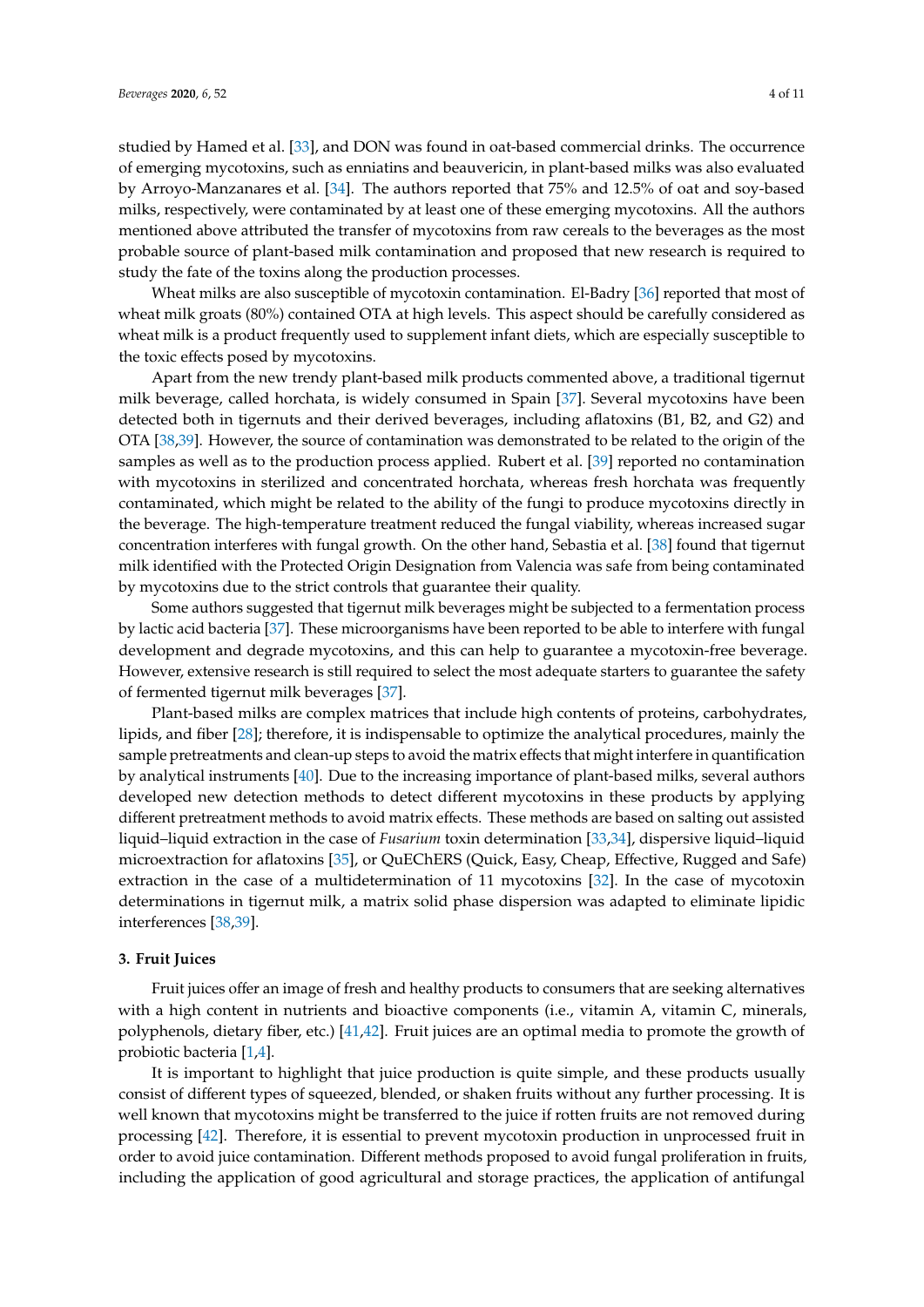studied by Hamed et al. [33], and DON was found in oat-based commercial drinks. The occurrence of emerging mycotoxins, such as enniatins and beauvericin, in plant-based milks was also evaluated by Arroyo-Manzanares et al. [34]. The authors reported that 75% and 12.5% of oat and soy-based milks, respectively, were contaminated by at least one of these emerging mycotoxins. All the authors mentioned above attributed the transfer of mycotoxins from raw cereals to the beverages as the most probable source of plant-based milk contamination and proposed that new research is required to study the fate of the toxins along the production processes.

Wheat milks are also susceptible of mycotoxin contamination. El-Badry [36] reported that most of wheat milk groats (80%) contained OTA at high levels. This aspect should be carefully considered as wheat milk is a product frequently used to supplement infant diets, which are especially susceptible to the toxic effects posed by mycotoxins.

Apart from the new trendy plant-based milk products commented above, a traditional tigernut milk beverage, called horchata, is widely consumed in Spain [37]. Several mycotoxins have been detected both in tigernuts and their derived beverages, including aflatoxins (B1, B2, and G2) and OTA [38,39]. However, the source of contamination was demonstrated to be related to the origin of the samples as well as to the production process applied. Rubert et al. [39] reported no contamination with mycotoxins in sterilized and concentrated horchata, whereas fresh horchata was frequently contaminated, which might be related to the ability of the fungi to produce mycotoxins directly in the beverage. The high-temperature treatment reduced the fungal viability, whereas increased sugar concentration interferes with fungal growth. On the other hand, Sebastia et al. [38] found that tigernut milk identified with the Protected Origin Designation from Valencia was safe from being contaminated by mycotoxins due to the strict controls that guarantee their quality.

Some authors suggested that tigernut milk beverages might be subjected to a fermentation process by lactic acid bacteria [37]. These microorganisms have been reported to be able to interfere with fungal development and degrade mycotoxins, and this can help to guarantee a mycotoxin-free beverage. However, extensive research is still required to select the most adequate starters to guarantee the safety of fermented tigernut milk beverages [37].

Plant-based milks are complex matrices that include high contents of proteins, carbohydrates, lipids, and fiber [28]; therefore, it is indispensable to optimize the analytical procedures, mainly the sample pretreatments and clean-up steps to avoid the matrix effects that might interfere in quantification by analytical instruments [40]. Due to the increasing importance of plant-based milks, several authors developed new detection methods to detect different mycotoxins in these products by applying different pretreatment methods to avoid matrix effects. These methods are based on salting out assisted liquid–liquid extraction in the case of *Fusarium* toxin determination [33,34], dispersive liquid–liquid microextraction for aflatoxins [35], or QuEChERS (Quick, Easy, Cheap, Effective, Rugged and Safe) extraction in the case of a multidetermination of 11 mycotoxins [32]. In the case of mycotoxin determinations in tigernut milk, a matrix solid phase dispersion was adapted to eliminate lipidic interferences [38,39].

### 3. Fruit Juices

Fruit juices offer an image of fresh and healthy products to consumers that are seeking alternatives with a high content in nutrients and bioactive components (i.e., vitamin A, vitamin C, minerals, polyphenols, dietary fiber, etc.) [41,42]. Fruit juices are an optimal media to promote the growth of probiotic bacteria [1,4].

It is important to highlight that juice production is quite simple, and these products usually consist of different types of squeezed, blended, or shaken fruits without any further processing. It is well known that mycotoxins might be transferred to the juice if rotten fruits are not removed during processing [42]. Therefore, it is essential to prevent mycotoxin production in unprocessed fruit in order to avoid juice contamination. Different methods proposed to avoid fungal proliferation in fruits, including the application of good agricultural and storage practices, the application of antifungal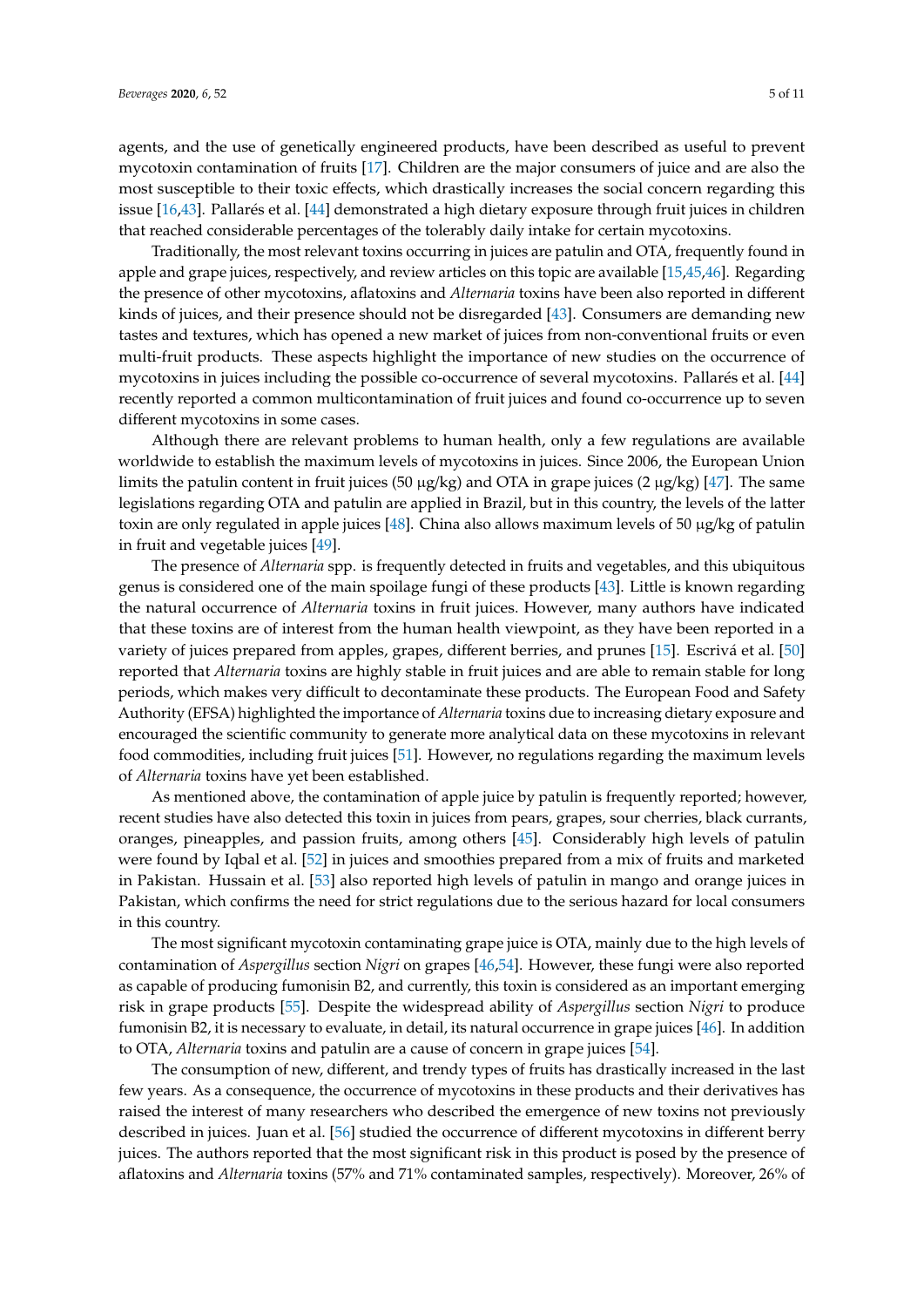agents, and the use of genetically engineered products, have been described as useful to prevent mycotoxin contamination of fruits [17]. Children are the major consumers of juice and are also the most susceptible to their toxic effects, which drastically increases the social concern regarding this issue [16,43]. Pallarés et al. [44] demonstrated a high dietary exposure through fruit juices in children that reached considerable percentages of the tolerably daily intake for certain mycotoxins.

Traditionally, the most relevant toxins occurring in juices are patulin and OTA, frequently found in apple and grape juices, respectively, and review articles on this topic are available [15,45,46]. Regarding the presence of other mycotoxins, aflatoxins and *Alternaria* toxins have been also reported in different kinds of juices, and their presence should not be disregarded [43]. Consumers are demanding new tastes and textures, which has opened a new market of juices from non-conventional fruits or even multi-fruit products. These aspects highlight the importance of new studies on the occurrence of mycotoxins in juices including the possible co-occurrence of several mycotoxins. Pallarés et al. [44] recently reported a common multicontamination of fruit juices and found co-occurrence up to seven different mycotoxins in some cases.

Although there are relevant problems to human health, only a few regulations are available worldwide to establish the maximum levels of mycotoxins in juices. Since 2006, the European Union limits the patulin content in fruit juices (50 μg/kg) and OTA in grape juices (2 μg/kg) [47]. The same legislations regarding OTA and patulin are applied in Brazil, but in this country, the levels of the latter toxin are only regulated in apple juices [48]. China also allows maximum levels of 50 μg/kg of patulin in fruit and vegetable juices [49].

The presence of *Alternaria* spp. is frequently detected in fruits and vegetables, and this ubiquitous genus is considered one of the main spoilage fungi of these products [43]. Little is known regarding the natural occurrence of *Alternaria* toxins in fruit juices. However, many authors have indicated that these toxins are of interest from the human health viewpoint, as they have been reported in a variety of juices prepared from apples, grapes, different berries, and prunes [15]. Escrivá et al. [50] reported that *Alternaria* toxins are highly stable in fruit juices and are able to remain stable for long periods, which makes very difficult to decontaminate these products. The European Food and Safety Authority (EFSA) highlighted the importance of *Alternaria* toxins due to increasing dietary exposure and encouraged the scientific community to generate more analytical data on these mycotoxins in relevant food commodities, including fruit juices [51]. However, no regulations regarding the maximum levels of *Alternaria* toxins have yet been established.

As mentioned above, the contamination of apple juice by patulin is frequently reported; however, recent studies have also detected this toxin in juices from pears, grapes, sour cherries, black currants, oranges, pineapples, and passion fruits, among others [45]. Considerably high levels of patulin were found by Iqbal et al. [52] in juices and smoothies prepared from a mix of fruits and marketed in Pakistan. Hussain et al. [53] also reported high levels of patulin in mango and orange juices in Pakistan, which confirms the need for strict regulations due to the serious hazard for local consumers in this country.

The most significant mycotoxin contaminating grape juice is OTA, mainly due to the high levels of contamination of *Aspergillus* section *Nigri* on grapes [46,54]. However, these fungi were also reported as capable of producing fumonisin B2, and currently, this toxin is considered as an important emerging risk in grape products [55]. Despite the widespread ability of *Aspergillus* section *Nigri* to produce fumonisin B2, it is necessary to evaluate, in detail, its natural occurrence in grape juices [46]. In addition to OTA, *Alternaria* toxins and patulin are a cause of concern in grape juices [54].

The consumption of new, different, and trendy types of fruits has drastically increased in the last few years. As a consequence, the occurrence of mycotoxins in these products and their derivatives has raised the interest of many researchers who described the emergence of new toxins not previously described in juices. Juan et al. [56] studied the occurrence of different mycotoxins in different berry juices. The authors reported that the most significant risk in this product is posed by the presence of aflatoxins and *Alternaria* toxins (57% and 71% contaminated samples, respectively). Moreover, 26% of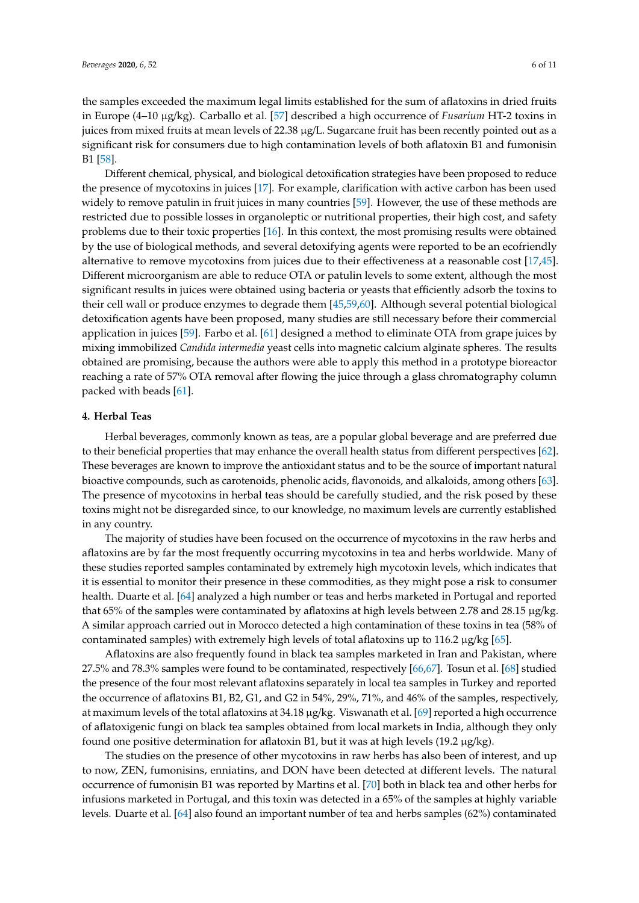the samples exceeded the maximum legal limits established for the sum of aflatoxins in dried fruits in Europe (4–10 μg/kg). Carballo et al. [57] described a high occurrence of *Fusarium* HT-2 toxins in juices from mixed fruits at mean levels of 22.38 μg/L. Sugarcane fruit has been recently pointed out as a significant risk for consumers due to high contamination levels of both aflatoxin B1 and fumonisin B1 [58].

Different chemical, physical, and biological detoxification strategies have been proposed to reduce the presence of mycotoxins in juices [17]. For example, clarification with active carbon has been used widely to remove patulin in fruit juices in many countries [59]. However, the use of these methods are restricted due to possible losses in organoleptic or nutritional properties, their high cost, and safety problems due to their toxic properties [16]. In this context, the most promising results were obtained by the use of biological methods, and several detoxifying agents were reported to be an ecofriendly alternative to remove mycotoxins from juices due to their effectiveness at a reasonable cost [17,45]. Different microorganism are able to reduce OTA or patulin levels to some extent, although the most significant results in juices were obtained using bacteria or yeasts that efficiently adsorb the toxins to their cell wall or produce enzymes to degrade them [45,59,60]. Although several potential biological detoxification agents have been proposed, many studies are still necessary before their commercial application in juices [59]. Farbo et al. [61] designed a method to eliminate OTA from grape juices by mixing immobilized *Candida intermedia* yeast cells into magnetic calcium alginate spheres. The results obtained are promising, because the authors were able to apply this method in a prototype bioreactor reaching a rate of 57% OTA removal after flowing the juice through a glass chromatography column packed with beads [61].

## 4. Herbal Teas

Herbal beverages, commonly known as teas, are a popular global beverage and are preferred due to their beneficial properties that may enhance the overall health status from different perspectives [62]. These beverages are known to improve the antioxidant status and to be the source of important natural bioactive compounds, such as carotenoids, phenolic acids, flavonoids, and alkaloids, among others [63]. The presence of mycotoxins in herbal teas should be carefully studied, and the risk posed by these toxins might not be disregarded since, to our knowledge, no maximum levels are currently established in any country.

The majority of studies have been focused on the occurrence of mycotoxins in the raw herbs and aflatoxins are by far the most frequently occurring mycotoxins in tea and herbs worldwide. Many of these studies reported samples contaminated by extremely high mycotoxin levels, which indicates that it is essential to monitor their presence in these commodities, as they might pose a risk to consumer health. Duarte et al. [64] analyzed a high number or teas and herbs marketed in Portugal and reported that 65% of the samples were contaminated by aflatoxins at high levels between 2.78 and 28.15 μg/kg. A similar approach carried out in Morocco detected a high contamination of these toxins in tea (58% of contaminated samples) with extremely high levels of total aflatoxins up to 116.2 μg/kg [65].

Aflatoxins are also frequently found in black tea samples marketed in Iran and Pakistan, where 27.5% and 78.3% samples were found to be contaminated, respectively [66,67]. Tosun et al. [68] studied the presence of the four most relevant aflatoxins separately in local tea samples in Turkey and reported the occurrence of aflatoxins B1, B2, G1, and G2 in 54%, 29%, 71%, and 46% of the samples, respectively, at maximum levels of the total aflatoxins at 34.18 μg/kg. Viswanath et al. [69] reported a high occurrence of aflatoxigenic fungi on black tea samples obtained from local markets in India, although they only found one positive determination for aflatoxin B1, but it was at high levels (19.2 μg/kg).

The studies on the presence of other mycotoxins in raw herbs has also been of interest, and up to now, ZEN, fumonisins, enniatins, and DON have been detected at different levels. The natural occurrence of fumonisin B1 was reported by Martins et al. [70] both in black tea and other herbs for infusions marketed in Portugal, and this toxin was detected in a 65% of the samples at highly variable levels. Duarte et al. [64] also found an important number of tea and herbs samples (62%) contaminated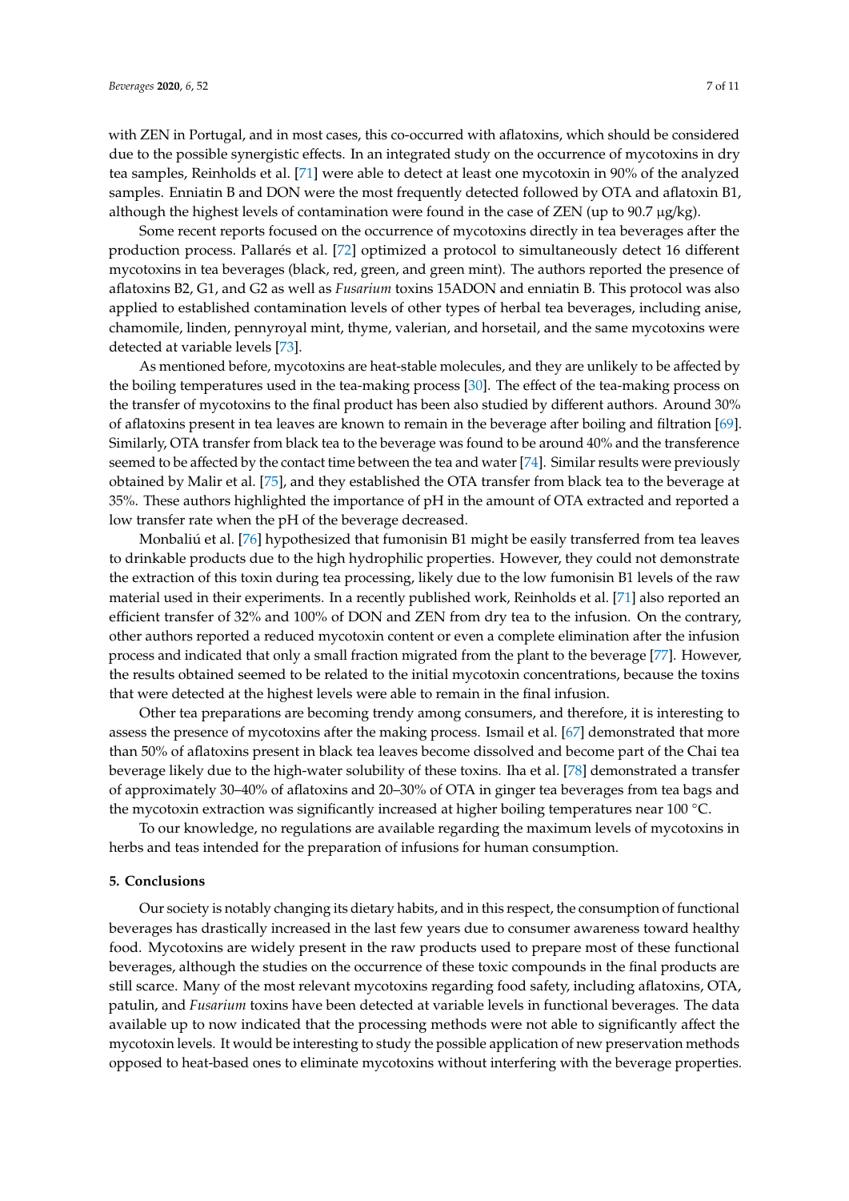with ZEN in Portugal, and in most cases, this co-occurred with aflatoxins, which should be considered due to the possible synergistic effects. In an integrated study on the occurrence of mycotoxins in dry tea samples, Reinholds et al. [71] were able to detect at least one mycotoxin in 90% of the analyzed samples. Enniatin B and DON were the most frequently detected followed by OTA and aflatoxin B1, although the highest levels of contamination were found in the case of ZEN (up to 90.7 μg/kg).

Some recent reports focused on the occurrence of mycotoxins directly in tea beverages after the production process. Pallarés et al. [72] optimized a protocol to simultaneously detect 16 different mycotoxins in tea beverages (black, red, green, and green mint). The authors reported the presence of aflatoxins B2, G1, and G2 as well as *Fusarium* toxins 15ADON and enniatin B. This protocol was also applied to established contamination levels of other types of herbal tea beverages, including anise, chamomile, linden, pennyroyal mint, thyme, valerian, and horsetail, and the same mycotoxins were detected at variable levels [73].

As mentioned before, mycotoxins are heat-stable molecules, and they are unlikely to be affected by the boiling temperatures used in the tea-making process [30]. The effect of the tea-making process on the transfer of mycotoxins to the final product has been also studied by different authors. Around 30% of aflatoxins present in tea leaves are known to remain in the beverage after boiling and filtration [69]. Similarly, OTA transfer from black tea to the beverage was found to be around 40% and the transference seemed to be affected by the contact time between the tea and water [74]. Similar results were previously obtained by Malir et al. [75], and they established the OTA transfer from black tea to the beverage at 35%. These authors highlighted the importance of pH in the amount of OTA extracted and reported a low transfer rate when the pH of the beverage decreased.

Monbaliú et al. [76] hypothesized that fumonisin B1 might be easily transferred from tea leaves to drinkable products due to the high hydrophilic properties. However, they could not demonstrate the extraction of this toxin during tea processing, likely due to the low fumonisin B1 levels of the raw material used in their experiments. In a recently published work, Reinholds et al. [71] also reported an efficient transfer of 32% and 100% of DON and ZEN from dry tea to the infusion. On the contrary, other authors reported a reduced mycotoxin content or even a complete elimination after the infusion process and indicated that only a small fraction migrated from the plant to the beverage [77]. However, the results obtained seemed to be related to the initial mycotoxin concentrations, because the toxins that were detected at the highest levels were able to remain in the final infusion.

Other tea preparations are becoming trendy among consumers, and therefore, it is interesting to assess the presence of mycotoxins after the making process. Ismail et al. [67] demonstrated that more than 50% of aflatoxins present in black tea leaves become dissolved and become part of the Chai tea beverage likely due to the high-water solubility of these toxins. Iha et al. [78] demonstrated a transfer of approximately 30–40% of aflatoxins and 20–30% of OTA in ginger tea beverages from tea bags and the mycotoxin extraction was significantly increased at higher boiling temperatures near 100 °C.

To our knowledge, no regulations are available regarding the maximum levels of mycotoxins in herbs and teas intended for the preparation of infusions for human consumption.

## 5. Conclusions

Our society is notably changing its dietary habits, and in this respect, the consumption of functional beverages has drastically increased in the last few years due to consumer awareness toward healthy food. Mycotoxins are widely present in the raw products used to prepare most of these functional beverages, although the studies on the occurrence of these toxic compounds in the final products are still scarce. Many of the most relevant mycotoxins regarding food safety, including aflatoxins, OTA, patulin, and *Fusarium* toxins have been detected at variable levels in functional beverages. The data available up to now indicated that the processing methods were not able to significantly affect the mycotoxin levels. It would be interesting to study the possible application of new preservation methods opposed to heat-based ones to eliminate mycotoxins without interfering with the beverage properties.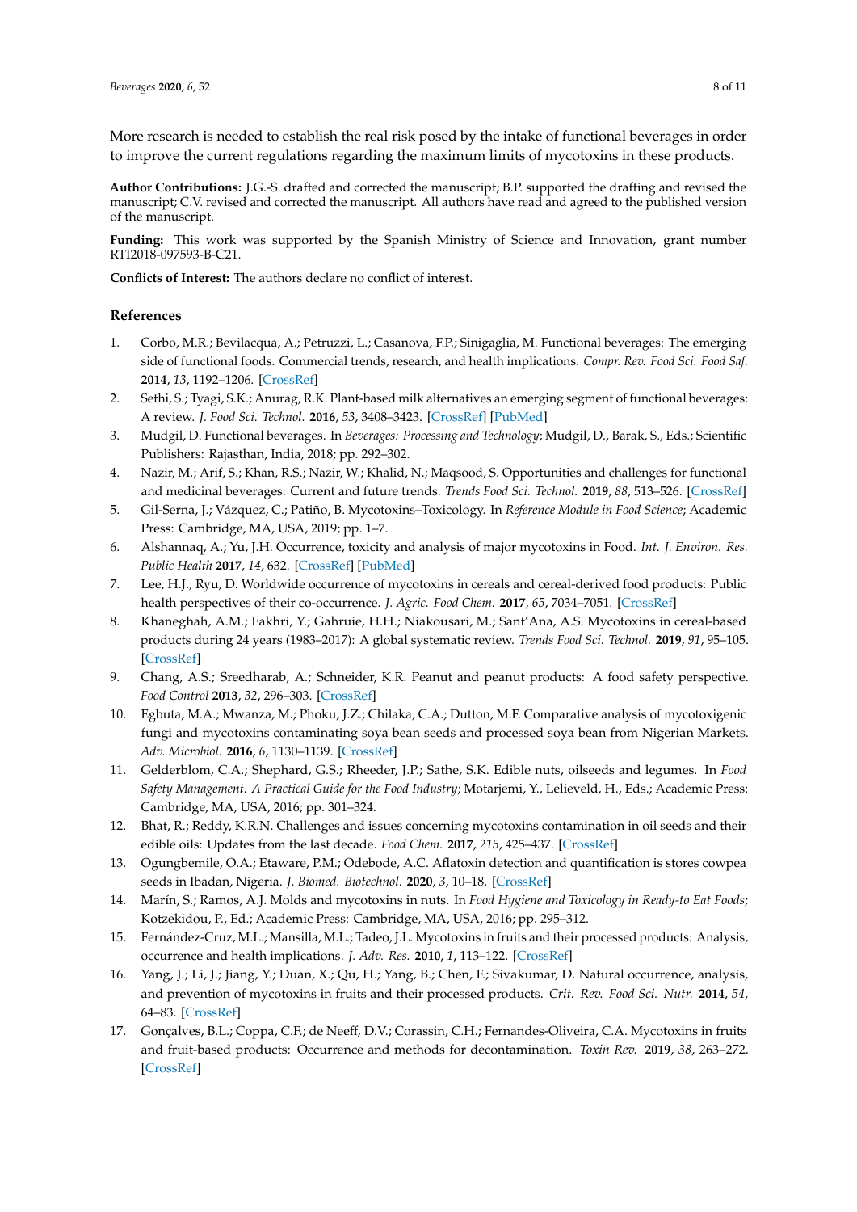More research is needed to establish the real risk posed by the intake of functional beverages in order to improve the current regulations regarding the maximum limits of mycotoxins in these products.

**Author Contributions:** J.G.-S. drafted and corrected the manuscript; B.P. supported the drafting and revised the manuscript; C.V. revised and corrected the manuscript. All authors have read and agreed to the published version of the manuscript.

**Funding:** This work was supported by the Spanish Ministry of Science and Innovation, grant number RTI2018-097593-B-C21.

**Conflicts of Interest:** The authors declare no conflict of interest.

## References

1. Corbo, M.R.; Bevilacqua, A.; Petruzzi, L.; Casanova, F.P.; Sinigaglia, M. Functional beverages: The emerging side of functional foods. Commercial trends, research, and health implications. *Compr. Rev. Food Sci. Food Saf.* **2014**, *13*, 1192–1206. [CrossRef]
2. Sethi, S.; Tyagi, S.K.; Anurag, R.K. Plant-based milk alternatives an emerging segment of functional beverages: A review. *J. Food Sci. Technol.* **2016**, *53*, 3408–3423. [CrossRef] [PubMed]
3. Mudgil, D. Functional beverages. In *Beverages: Processing and Technology*; Mudgil, D., Barak, S., Eds.; Scientific Publishers: Rajasthan, India, 2018; pp. 292–302.
4. Nazir, M.; Arif, S.; Khan, R.S.; Nazir, W.; Khalid, N.; Maqsood, S. Opportunities and challenges for functional and medicinal beverages: Current and future trends. *Trends Food Sci. Technol.* **2019**, *88*, 513–526. [CrossRef]
5. Gil-Serna, J.; Vázquez, C.; Patiño, B. Mycotoxins–Toxicology. In *Reference Module in Food Science*; Academic Press: Cambridge, MA, USA, 2019; pp. 1–7.
6. Alshannaq, A.; Yu, J.H. Occurrence, toxicity and analysis of major mycotoxins in Food. *Int. J. Environ. Res. Public Health* **2017**, *14*, 632. [CrossRef] [PubMed]
7. Lee, H.J.; Ryu, D. Worldwide occurrence of mycotoxins in cereals and cereal-derived food products: Public health perspectives of their co-occurrence. *J. Agric. Food Chem.* **2017**, *65*, 7034–7051. [CrossRef]
8. Khaneghah, A.M.; Fakhri, Y.; Gahruie, H.H.; Niakousari, M.; Sant'Ana, A.S. Mycotoxins in cereal-based products during 24 years (1983–2017): A global systematic review. *Trends Food Sci. Technol.* **2019**, *91*, 95–105. [CrossRef]
9. Chang, A.S.; Sreedharab, A.; Schneider, K.R. Peanut and peanut products: A food safety perspective. *Food Control* **2013**, *32*, 296–303. [CrossRef]
10. Egbuta, M.A.; Mwanza, M.; Phoku, J.Z.; Chilaka, C.A.; Dutton, M.F. Comparative analysis of mycotoxigenic fungi and mycotoxins contaminating soya bean seeds and processed soya bean from Nigerian Markets. *Adv. Microbiol.* **2016**, *6*, 1130–1139. [CrossRef]
11. Gelderblom, C.A.; Shephard, G.S.; Rheeder, J.P.; Sathe, S.K. Edible nuts, oilseeds and legumes. In *Food Safety Management. A Practical Guide for the Food Industry*; Motarjemi, Y., Lelieveld, H., Eds.; Academic Press: Cambridge, MA, USA, 2016; pp. 301–324.
12. Bhat, R.; Reddy, K.R.N. Challenges and issues concerning mycotoxins contamination in oil seeds and their edible oils: Updates from the last decade. *Food Chem.* **2017**, *215*, 425–437. [CrossRef]
13. Ogungbemile, O.A.; Etaware, P.M.; Odebode, A.C. Aflatoxin detection and quantification is stores cowpea seeds in Ibadan, Nigeria. *J. Biomed. Biotechnol.* **2020**, *3*, 10–18. [CrossRef]
14. Marín, S.; Ramos, A.J. Molds and mycotoxins in nuts. In *Food Hygiene and Toxicology in Ready-to Eat Foods*; Kotzekidou, P., Ed.; Academic Press: Cambridge, MA, USA, 2016; pp. 295–312.
15. Fernández-Cruz, M.L.; Mansilla, M.L.; Tadeo, J.L. Mycotoxins in fruits and their processed products: Analysis, occurrence and health implications. *J. Adv. Res.* **2010**, *1*, 113–122. [CrossRef]
16. Yang, J.; Li, J.; Jiang, Y.; Duan, X.; Qu, H.; Yang, B.; Chen, F.; Sivakumar, D. Natural occurrence, analysis, and prevention of mycotoxins in fruits and their processed products. *Crit. Rev. Food Sci. Nutr.* **2014**, *54*, 64–83. [CrossRef]
17. Gonçalves, B.L.; Coppa, C.F.; de Neeff, D.V.; Corassin, C.H.; Fernandes-Oliveira, C.A. Mycotoxins in fruits and fruit-based products: Occurrence and methods for decontamination. *Toxin Rev.* **2019**, *38*, 263–272. [CrossRef]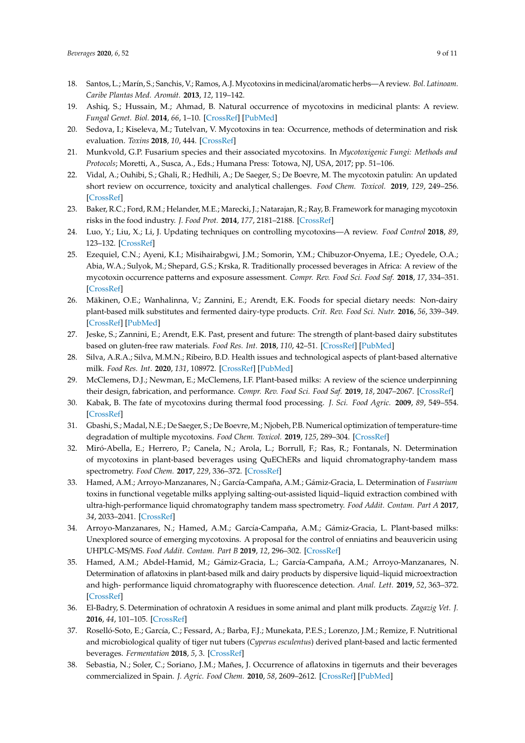18. Santos, L.; Marín, S.; Sanchis, V.; Ramos, A.J. Mycotoxins in medicinal/aromatic herbs—A review. *Bol. Latinoam. Caribe Plantas Med. Aromát.* **2013**, *12*, 119–142.
19. Ashiq, S.; Hussain, M.; Ahmad, B. Natural occurrence of mycotoxins in medicinal plants: A review. *Fungal Genet. Biol.* **2014**, *66*, 1–10. [CrossRef] [PubMed]
20. Sedova, I.; Kiseleva, M.; Tutelvan, V. Mycotoxins in tea: Occurrence, methods of determination and risk evaluation. *Toxins* **2018**, *10*, 444. [CrossRef]
21. Munkvold, G.P. Fusarium species and their associated mycotoxins. In *Mycotoxigenic Fungi: Methods and Protocols*; Moretti, A., Susca, A., Eds.; Humana Press: Totowa, NJ, USA, 2017; pp. 51–106.
22. Vidal, A.; Ouhibi, S.; Ghali, R.; Hedhili, A.; De Saeger, S.; De Boevre, M. The mycotoxin patulin: An updated short review on occurrence, toxicity and analytical challenges. *Food Chem. Toxicol.* **2019**, *129*, 249–256. [CrossRef]
23. Baker, R.C.; Ford, R.M.; Helander, M.E.; Marecki, J.; Natarajan, R.; Ray, B. Framework for managing mycotoxin risks in the food industry. *J. Food Prot.* **2014**, *177*, 2181–2188. [CrossRef]
24. Luo, Y.; Liu, X.; Li, J. Updating techniques on controlling mycotoxins—A review. *Food Control* **2018**, *89*, 123–132. [CrossRef]
25. Ezequiel, C.N.; Ayeni, K.I.; Misihairabgwi, J.M.; Somorin, Y.M.; Chibuzor-Onyema, I.E.; Oyedele, O.A.; Abia, W.A.; Sulyok, M.; Shepard, G.S.; Krska, R. Traditionally processed beverages in Africa: A review of the mycotoxin occurrence patterns and exposure assessment. *Compr. Rev. Food Sci. Food Saf.* **2018**, *17*, 334–351. [CrossRef]
26. Mäkinen, O.E.; Wanhalinna, V.; Zannini, E.; Arendt, E.K. Foods for special dietary needs: Non-dairy plant-based milk substitutes and fermented dairy-type products. *Crit. Rev. Food Sci. Nutr.* **2016**, *56*, 339–349. [CrossRef] [PubMed]
27. Jeske, S.; Zannini, E.; Arendt, E.K. Past, present and future: The strength of plant-based dairy substitutes based on gluten-free raw materials. *Food Res. Int.* **2018**, *110*, 42–51. [CrossRef] [PubMed]
28. Silva, A.R.A.; Silva, M.M.N.; Ribeiro, B.D. Health issues and technological aspects of plant-based alternative milk. *Food Res. Int.* **2020**, *131*, 108972. [CrossRef] [PubMed]
29. McClemens, D.J.; Newman, E.; McClemens, I.F. Plant-based milks: A review of the science underpinning their design, fabrication, and performance. *Compr. Rev. Food Sci. Food Saf.* **2019**, *18*, 2047–2067. [CrossRef]
30. Kabak, B. The fate of mycotoxins during thermal food processing. *J. Sci. Food Agric.* **2009**, *89*, 549–554. [CrossRef]
31. Gbashi, S.; Madal, N.E.; De Saeger, S.; De Boevre, M.; Njobeh, P.B. Numerical optimization of temperature-time degradation of multiple mycotoxins. *Food Chem. Toxicol.* **2019**, *125*, 289–304. [CrossRef]
32. Miró-Abella, E.; Herrero, P.; Canela, N.; Arola, L.; Borrull, F.; Ras, R.; Fontanals, N. Determination of mycotoxins in plant-based beverages using QuEChERs and liquid chromatography-tandem mass spectrometry. *Food Chem.* **2017**, *229*, 336–372. [CrossRef]
33. Hamed, A.M.; Arroyo-Manzanares, N.; García-Campaña, A.M.; Gámiz-Gracia, L. Determination of *Fusarium* toxins in functional vegetable milks applying salting-out-assisted liquid–liquid extraction combined with ultra-high-performance liquid chromatography tandem mass spectrometry. *Food Addit. Contam. Part A* **2017**, *34*, 2033–2041. [CrossRef]
34. Arroyo-Manzanares, N.; Hamed, A.M.; García-Campaña, A.M.; Gámiz-Gracia, L. Plant-based milks: Unexplored source of emerging mycotoxins. A proposal for the control of enniatins and beauvericin using UHPLC-MS/MS. *Food Addit. Contam. Part B* **2019**, *12*, 296–302. [CrossRef]
35. Hamed, A.M.; Abdel-Hamid, M.; Gámiz-Gracia, L.; García-Campaña, A.M.; Arroyo-Manzanares, N. Determination of aflatoxins in plant-based milk and dairy products by dispersive liquid–liquid microextraction and high- performance liquid chromatography with fluorescence detection. *Anal. Lett.* **2019**, *52*, 363–372. [CrossRef]
36. El-Badry, S. Determination of ochratoxin A residues in some animal and plant milk products. *Zagazig Vet. J.* **2016**, *44*, 101–105. [CrossRef]
37. Roselló-Soto, E.; García, C.; Fessard, A.; Barba, F.J.; Munekata, P.E.S.; Lorenzo, J.M.; Remize, F. Nutritional and microbiological quality of tiger nut tubers (*Cyperus esculentus*) derived plant-based and lactic fermented beverages. *Fermentation* **2018**, *5*, 3. [CrossRef]
38. Sebastia, N.; Soler, C.; Soriano, J.M.; Mañes, J. Occurrence of aflatoxins in tigernuts and their beverages commercialized in Spain. *J. Agric. Food Chem.* **2010**, *58*, 2609–2612. [CrossRef] [PubMed]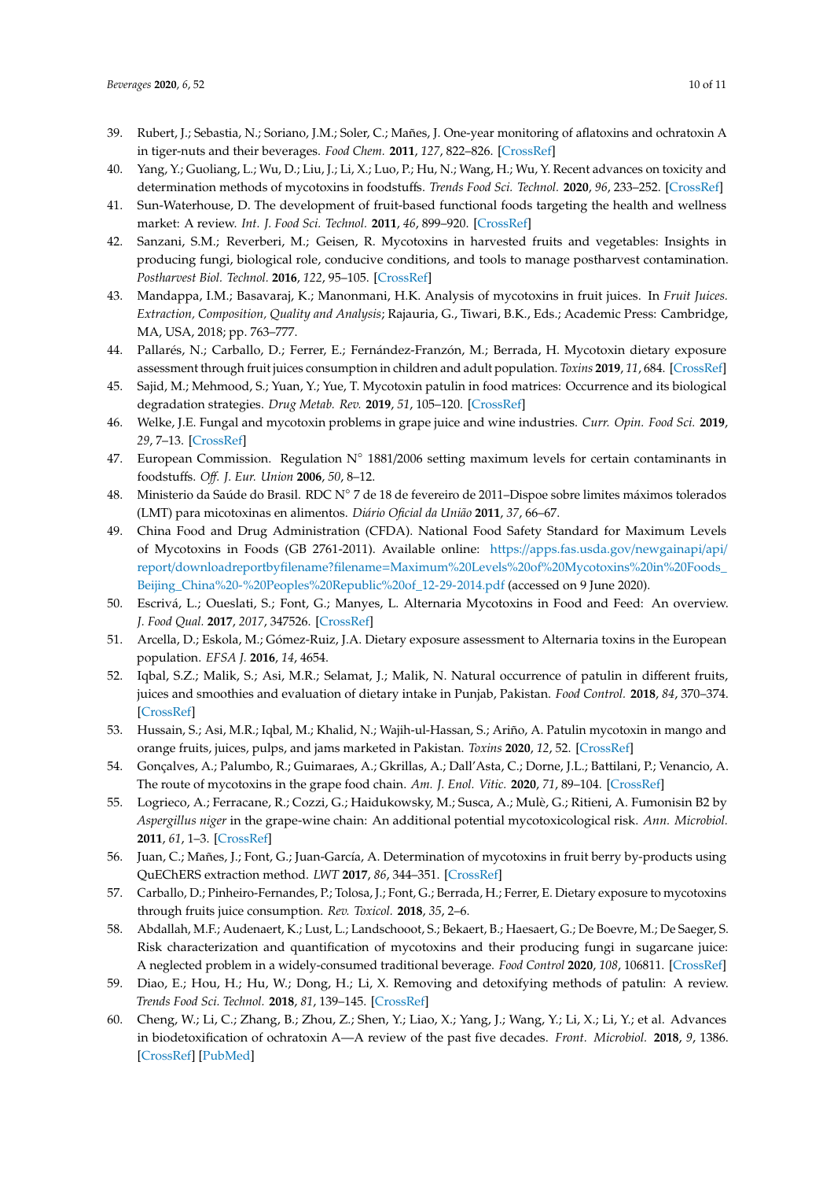39. Rubert, J.; Sebastia, N.; Soriano, J.M.; Soler, C.; Mañes, J. One-year monitoring of aflatoxins and ochratoxin A in tiger-nuts and their beverages. *Food Chem.* **2011**, *127*, 822–826. [CrossRef]
40. Yang, Y.; Guoliang, L.; Wu, D.; Liu, J.; Li, X.; Luo, P.; Hu, N.; Wang, H.; Wu, Y. Recent advances on toxicity and determination methods of mycotoxins in foodstuffs. *Trends Food Sci. Technol.* **2020**, *96*, 233–252. [CrossRef]
41. Sun-Waterhouse, D. The development of fruit-based functional foods targeting the health and wellness market: A review. *Int. J. Food Sci. Technol.* **2011**, *46*, 899–920. [CrossRef]
42. Sanzani, S.M.; Reverberi, M.; Geisen, R. Mycotoxins in harvested fruits and vegetables: Insights in producing fungi, biological role, conducive conditions, and tools to manage postharvest contamination. *Postharvest Biol. Technol.* **2016**, *122*, 95–105. [CrossRef]
43. Mandappa, I.M.; Basavaraj, K.; Manonmani, H.K. Analysis of mycotoxins in fruit juices. In *Fruit Juices. Extraction, Composition, Quality and Analysis*; Rajauria, G., Tiwari, B.K., Eds.; Academic Press: Cambridge, MA, USA, 2018; pp. 763–777.
44. Pallarés, N.; Carballo, D.; Ferrer, E.; Fernández-Franzón, M.; Berrada, H. Mycotoxin dietary exposure assessment through fruit juices consumption in children and adult population. *Toxins* **2019**, *11*, 684. [CrossRef]
45. Sajid, M.; Mehmood, S.; Yuan, Y.; Yue, T. Mycotoxin patulin in food matrices: Occurrence and its biological degradation strategies. *Drug Metab. Rev.* **2019**, *51*, 105–120. [CrossRef]
46. Welke, J.E. Fungal and mycotoxin problems in grape juice and wine industries. *Curr. Opin. Food Sci.* **2019**, *29*, 7–13. [CrossRef]
47. European Commission. Regulation N° 1881/2006 setting maximum levels for certain contaminants in foodstuffs. *Off. J. Eur. Union* **2006**, *50*, 8–12.
48. Ministerio da Saúde do Brasil. RDC N° 7 de 18 de fevereiro de 2011–Dispoe sobre limites máximos tolerados (LMT) para micotoxinas en alimentos. *Diário Oficial da União* **2011**, *37*, 66–67.
49. China Food and Drug Administration (CFDA). National Food Safety Standard for Maximum Levels of Mycotoxins in Foods (GB 2761-2011). Available online: https://apps.fas.usda.gov/newgainapi/api/report/downloadreportbyfilename?filename=Maximum%20Levels%20of%20Mycotoxins%20in%20Foods_Beijing_China%20-%20Peoples%20Republic%20of_12-29-2014.pdf (accessed on 9 June 2020).
50. Escrivá, L.; Oueslati, S.; Font, G.; Manyes, L. Alternaria Mycotoxins in Food and Feed: An overview. *J. Food Qual.* **2017**, *2017*, 347526. [CrossRef]
51. Arcella, D.; Eskola, M.; Gómez-Ruiz, J.A. Dietary exposure assessment to Alternaria toxins in the European population. *EFSA J.* **2016**, *14*, 4654.
52. Iqbal, S.Z.; Malik, S.; Asi, M.R.; Selamat, J.; Malik, N. Natural occurrence of patulin in different fruits, juices and smoothies and evaluation of dietary intake in Punjab, Pakistan. *Food Control.* **2018**, *84*, 370–374. [CrossRef]
53. Hussain, S.; Asi, M.R.; Iqbal, M.; Khalid, N.; Wajih-ul-Hassan, S.; Ariño, A. Patulin mycotoxin in mango and orange fruits, juices, pulps, and jams marketed in Pakistan. *Toxins* **2020**, *12*, 52. [CrossRef]
54. Gonçalves, A.; Palumbo, R.; Guimaraes, A.; Gkrillas, A.; Dall'Asta, C.; Dorne, J.L.; Battilani, P.; Venancio, A. The route of mycotoxins in the grape food chain. *Am. J. Enol. Vitic.* **2020**, *71*, 89–104. [CrossRef]
55. Logrieco, A.; Ferracane, R.; Cozzi, G.; Haidukowsky, M.; Susca, A.; Mulè, G.; Ritieni, A. Fumonisin B2 by *Aspergillus niger* in the grape-wine chain: An additional potential mycotoxicological risk. *Ann. Microbiol.* **2011**, *61*, 1–3. [CrossRef]
56. Juan, C.; Mañes, J.; Font, G.; Juan-García, A. Determination of mycotoxins in fruit berry by-products using QuEChERS extraction method. *LWT* **2017**, *86*, 344–351. [CrossRef]
57. Carballo, D.; Pinheiro-Fernandes, P.; Tolosa, J.; Font, G.; Berrada, H.; Ferrer, E. Dietary exposure to mycotoxins through fruits juice consumption. *Rev. Toxicol.* **2018**, *35*, 2–6.
58. Abdallah, M.F.; Audenaert, K.; Lust, L.; Landschooot, S.; Bekaert, B.; Haesaert, G.; De Boevre, M.; De Saeger, S. Risk characterization and quantification of mycotoxins and their producing fungi in sugarcane juice: A neglected problem in a widely-consumed traditional beverage. *Food Control* **2020**, *108*, 106811. [CrossRef]
59. Diao, E.; Hou, H.; Hu, W.; Dong, H.; Li, X. Removing and detoxifying methods of patulin: A review. *Trends Food Sci. Technol.* **2018**, *81*, 139–145. [CrossRef]
60. Cheng, W.; Li, C.; Zhang, B.; Zhou, Z.; Shen, Y.; Liao, X.; Yang, J.; Wang, Y.; Li, X.; Li, Y.; et al. Advances in biodetoxification of ochratoxin A—A review of the past five decades. *Front. Microbiol.* **2018**, *9*, 1386. [CrossRef] [PubMed]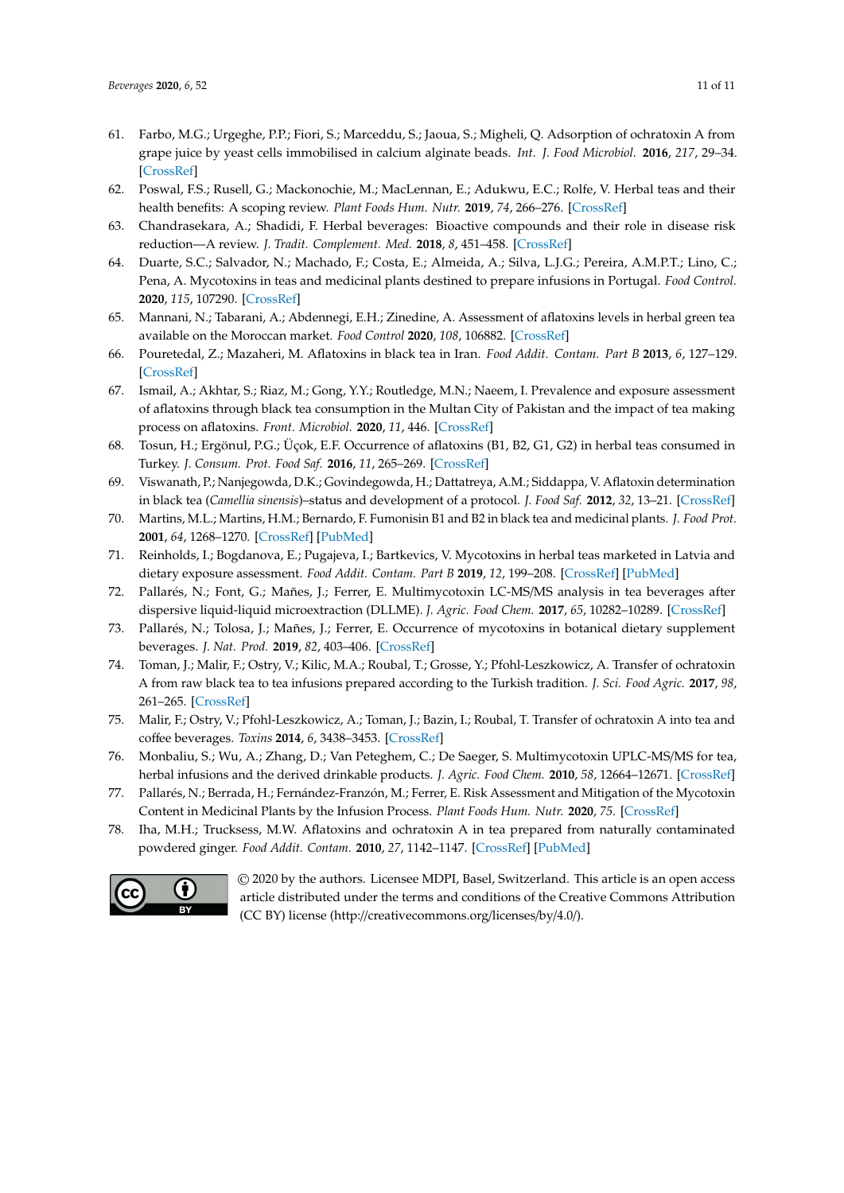61. Farbo, M.G.; Urgeghe, P.P.; Fiori, S.; Marceddu, S.; Jaoua, S.; Migheli, Q. Adsorption of ochratoxin A from grape juice by yeast cells immobilised in calcium alginate beads. *Int. J. Food Microbiol.* **2016**, *217*, 29–34. [CrossRef]
62. Poswal, F.S.; Rusell, G.; Mackonochie, M.; MacLennan, E.; Adukwu, E.C.; Rolfe, V. Herbal teas and their health benefits: A scoping review. *Plant Foods Hum. Nutr.* **2019**, *74*, 266–276. [CrossRef]
63. Chandrasekara, A.; Shadidi, F. Herbal beverages: Bioactive compounds and their role in disease risk reduction—A review. *J. Tradit. Complement. Med.* **2018**, *8*, 451–458. [CrossRef]
64. Duarte, S.C.; Salvador, N.; Machado, F.; Costa, E.; Almeida, A.; Silva, L.J.G.; Pereira, A.M.P.T.; Lino, C.; Pena, A. Mycotoxins in teas and medicinal plants destined to prepare infusions in Portugal. *Food Control.* **2020**, *115*, 107290. [CrossRef]
65. Mannani, N.; Tabarani, A.; Abdennegi, E.H.; Zinedine, A. Assessment of aflatoxins levels in herbal green tea available on the Moroccan market. *Food Control* **2020**, *108*, 106882. [CrossRef]
66. Pouretedal, Z.; Mazaheri, M. Aflatoxins in black tea in Iran. *Food Addit. Contam. Part B* **2013**, *6*, 127–129. [CrossRef]
67. Ismail, A.; Akhtar, S.; Riaz, M.; Gong, Y.Y.; Routledge, M.N.; Naeem, I. Prevalence and exposure assessment of aflatoxins through black tea consumption in the Multan City of Pakistan and the impact of tea making process on aflatoxins. *Front. Microbiol.* **2020**, *11*, 446. [CrossRef]
68. Tosun, H.; Ergönul, P.G.; Üçok, E.F. Occurrence of aflatoxins (B1, B2, G1, G2) in herbal teas consumed in Turkey. *J. Consum. Prot. Food Saf.* **2016**, *11*, 265–269. [CrossRef]
69. Viswanath, P.; Nanjegowda, D.K.; Govindegowda, H.; Dattatreya, A.M.; Siddappa, V. Aflatoxin determination in black tea (*Camellia sinensis*)–status and development of a protocol. *J. Food Saf.* **2012**, *32*, 13–21. [CrossRef]
70. Martins, M.L.; Martins, H.M.; Bernardo, F. Fumonisin B1 and B2 in black tea and medicinal plants. *J. Food Prot.* **2001**, *64*, 1268–1270. [CrossRef] [PubMed]
71. Reinholds, I.; Bogdanova, E.; Pugajeva, I.; Bartkevics, V. Mycotoxins in herbal teas marketed in Latvia and dietary exposure assessment. *Food Addit. Contam. Part B* **2019**, *12*, 199–208. [CrossRef] [PubMed]
72. Pallarés, N.; Font, G.; Mañes, J.; Ferrer, E. Multimycotoxin LC-MS/MS analysis in tea beverages after dispersive liquid-liquid microextraction (DLLME). *J. Agric. Food Chem.* **2017**, *65*, 10282–10289. [CrossRef]
73. Pallarés, N.; Tolosa, J.; Mañes, J.; Ferrer, E. Occurrence of mycotoxins in botanical dietary supplement beverages. *J. Nat. Prod.* **2019**, *82*, 403–406. [CrossRef]
74. Toman, J.; Malir, F.; Ostry, V.; Kilic, M.A.; Roubal, T.; Grosse, Y.; Pfohl-Leszkowicz, A. Transfer of ochratoxin A from raw black tea to tea infusions prepared according to the Turkish tradition. *J. Sci. Food Agric.* **2017**, *98*, 261–265. [CrossRef]
75. Malir, F.; Ostry, V.; Pfohl-Leszkowicz, A.; Toman, J.; Bazin, I.; Roubal, T. Transfer of ochratoxin A into tea and coffee beverages. *Toxins* **2014**, *6*, 3438–3453. [CrossRef]
76. Monbaliu, S.; Wu, A.; Zhang, D.; Van Peteghem, C.; De Saeger, S. Multimycotoxin UPLC-MS/MS for tea, herbal infusions and the derived drinkable products. *J. Agric. Food Chem.* **2010**, *58*, 12664–12671. [CrossRef]
77. Pallarés, N.; Berrada, H.; Fernández-Franzón, M.; Ferrer, E. Risk Assessment and Mitigation of the Mycotoxin Content in Medicinal Plants by the Infusion Process. *Plant Foods Hum. Nutr.* **2020**, *75*. [CrossRef]
78. Iha, M.H.; Trucksess, M.W. Aflatoxins and ochratoxin A in tea prepared from naturally contaminated powdered ginger. *Food Addit. Contam.* **2010**, *27*, 1142–1147. [CrossRef] [PubMed]

© 2020 by the authors. Licensee MDPI, Basel, Switzerland. This article is an open access article distributed under the terms and conditions of the Creative Commons Attribution (CC BY) license (http://creativecommons.org/licenses/by/4.0/).